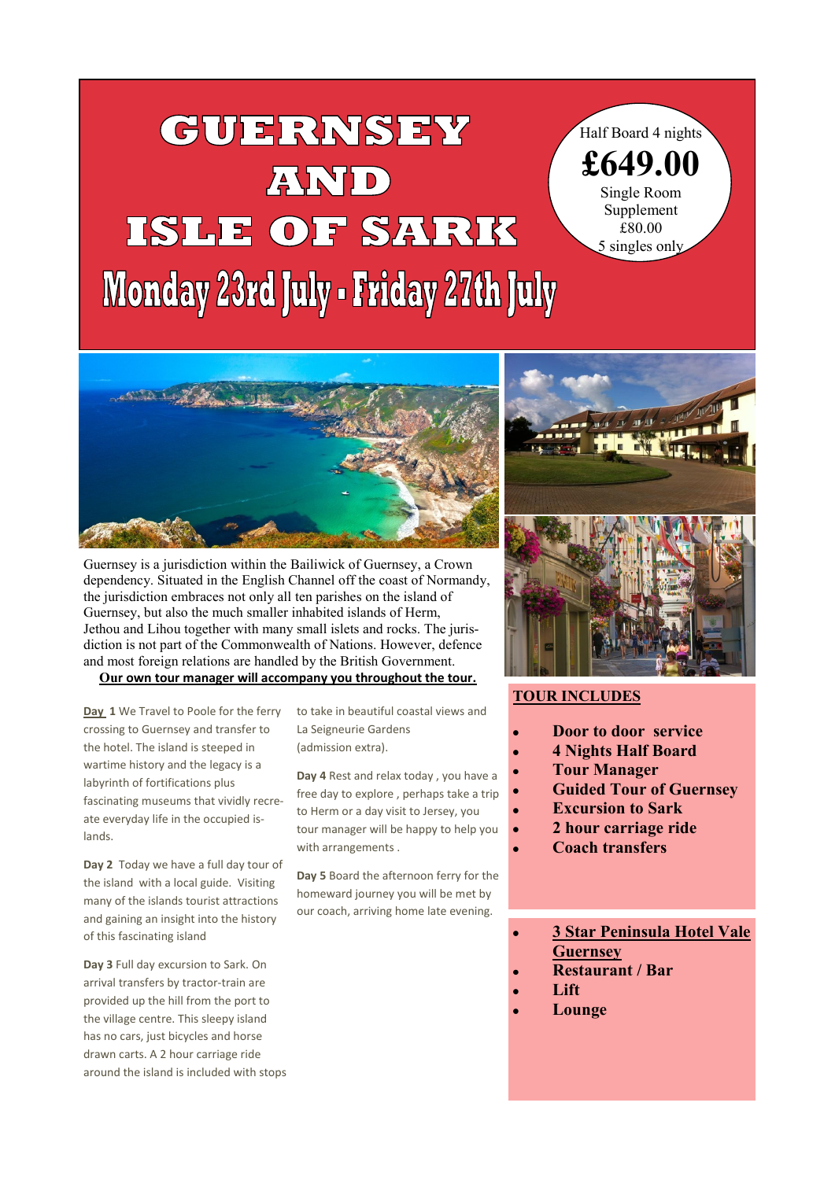# GUERNSEY AND ISLE OF SARK

## Monday 23rd July - Friday 27th July

Half Board 4 nights

**£649.00**

Single Room Supplement £80.00

5 singles only

Guernsey is a jurisdiction within the Bailiwick of Guernsey, a Crown dependency. Situated in the English Channel off the coast of Normandy, the jurisdiction embraces not only all ten parishes on the island of Guernsey, but also the much smaller inhabited islands of Herm, Jethou and Lihou together with many small islets and rocks. The jurisdiction is not part of the Commonwealth of Nations. However, defence and most foreign relations are handled by the British Government.

**Our own tour manager will accompany you throughout the tour.**

**Day 1** We Travel to Poole for the ferry crossing to Guernsey and transfer to the hotel. The island is steeped in wartime history and the legacy is a labyrinth of fortifications plus fascinating museums that vividly recreate everyday life in the occupied islands.

**Day 2** Today we have a full day tour of the island with a local guide. Visiting many of the islands tourist attractions and gaining an insight into the history of this fascinating island

**Day 3** Full day excursion to Sark. On arrival transfers by tractor-train are provided up the hill from the port to the village centre. This sleepy island has no cars, just bicycles and horse drawn carts. A 2 hour carriage ride around the island is included with stops to take in beautiful coastal views and La Seigneurie Gardens (admission extra).

**Day 4** Rest and relax today , you have a free day to explore , perhaps take a trip to Herm or a day visit to Jersey, you tour manager will be happy to help you with arrangements .

**Day 5** Board the afternoon ferry for the homeward journey you will be met by our coach, arriving home late evening.

## TOUR INCLUDES

- **Door to door service**
- **4 Nights Half Board**
- **Tour Manager**
- **Guided Tour of Guernsey**
- **Excursion to Sark**
- **2 hour carriage ride**
- **Coach transfers**

- **3 Star Peninsula Hotel Vale Guernsey**
- **Restaurant / Bar**
- **Lift**
- **Lounge**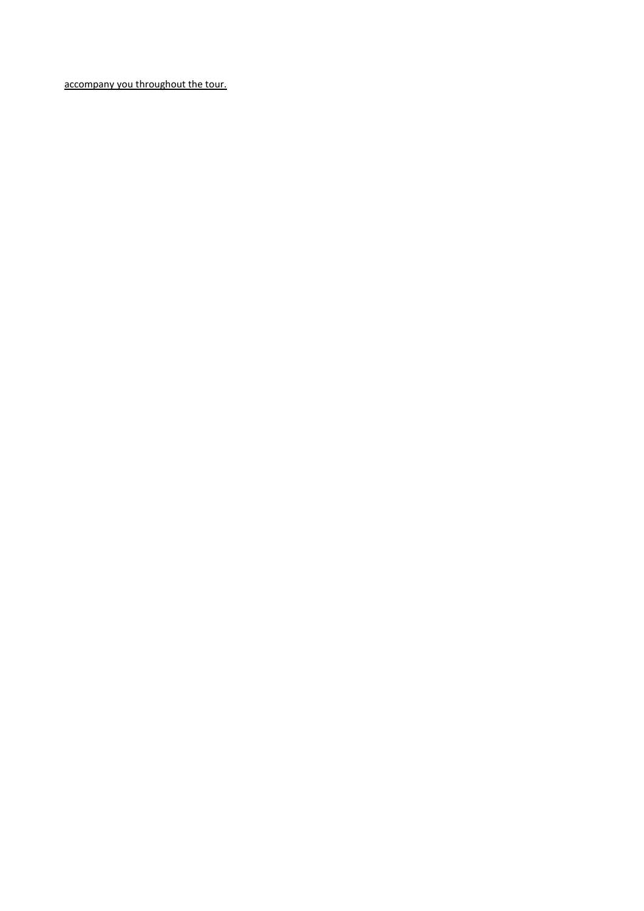accompany you throughout the tour.